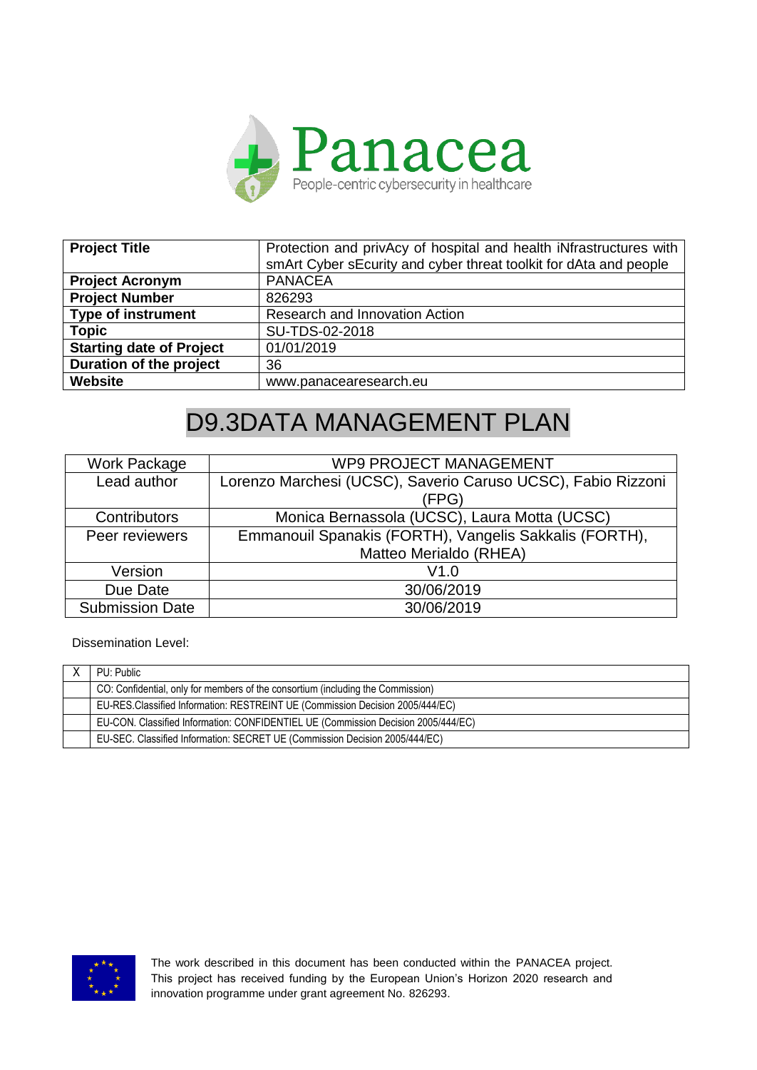Panacea

People-centric cybersecurity in healthcare

| Project Title | Protection and privAcy of hospital and health iNfrastructures with smArt Cyber sEcurity and cyber threat toolkit for dAta and people |
|---|---|
| Project Acronym | PANACEA |
| Project Number | 826293 |
| Type of instrument | Research and Innovation Action |
| Topic | SU-TDS-02-2018 |
| Starting date of Project | 01/01/2019 |
| Duration of the project | 36 |
| Website | www.panacearesearch.eu |

# D9.3DATA MANAGEMENT PLAN

| Work Package | WP9 PROJECT MANAGEMENT |
|---|---|
| Lead author | Lorenzo Marchesi (UCSC), Saverio Caruso UCSC), Fabio Rizzoni (FPG) |
| Contributors | Monica Bernassola (UCSC), Laura Motta (UCSC) |
| Peer reviewers | Emmanouil Spanakis (FORTH), Vangelis Sakkalis (FORTH), Matteo Merialdo (RHEA) |
| Version | V1.0 |
| Due Date | 30/06/2019 |
| Submission Date | 30/06/2019 |

Dissemination Level:

| | |
|---|---|
| X | PU: Public |
| | CO: Confidential, only for members of the consortium (including the Commission) |
| | EU-RES.Classified Information: RESTREINT UE (Commission Decision 2005/444/EC) |
| | EU-CON. Classified Information: CONFIDENTIEL UE (Commission Decision 2005/444/EC) |
| | EU-SEC. Classified Information: SECRET UE (Commission Decision 2005/444/EC) |

The work described in this document has been conducted within the PANACEA project. This project has received funding by the European Union's Horizon 2020 research and innovation programme under grant agreement No. 826293.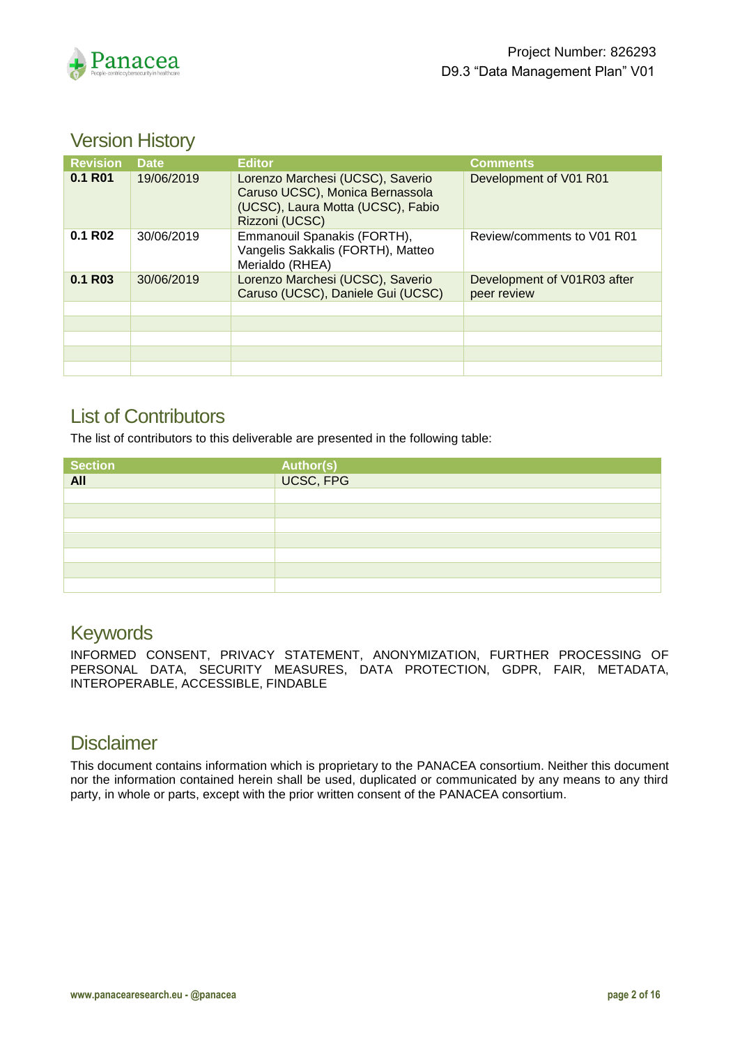## Version History

| Revision | Date | Editor | Comments |
|---|---|---|---|
| **0.1 R01** | 19/06/2019 | Lorenzo Marchesi (UCSC), Saverio Caruso UCSC), Monica Bernassola (UCSC), Laura Motta (UCSC), Fabio Rizzoni (UCSC) | Development of V01 R01 |
| **0.1 R02** | 30/06/2019 | Emmanouil Spanakis (FORTH), Vangelis Sakkalis (FORTH), Matteo Merialdo (RHEA) | Review/comments to V01 R01 |
| **0.1 R03** | 30/06/2019 | Lorenzo Marchesi (UCSC), Saverio Caruso (UCSC), Daniele Gui (UCSC) | Development of V01R03 after peer review |
| | | | |
| | | | |
| | | | |
| | | | |
| | | | |

## List of Contributors

The list of contributors to this deliverable are presented in the following table:

| Section | Author(s) |
|---|---|
| **All** | UCSC, FPG |
| | |
| | |
| | |
| | |
| | |
| | |
| | |

## Keywords

INFORMED CONSENT, PRIVACY STATEMENT, ANONYMIZATION, FURTHER PROCESSING OF PERSONAL DATA, SECURITY MEASURES, DATA PROTECTION, GDPR, FAIR, METADATA, INTEROPERABLE, ACCESSIBLE, FINDABLE

## Disclaimer

This document contains information which is proprietary to the PANACEA consortium. Neither this document nor the information contained herein shall be used, duplicated or communicated by any means to any third party, in whole or parts, except with the prior written consent of the PANACEA consortium.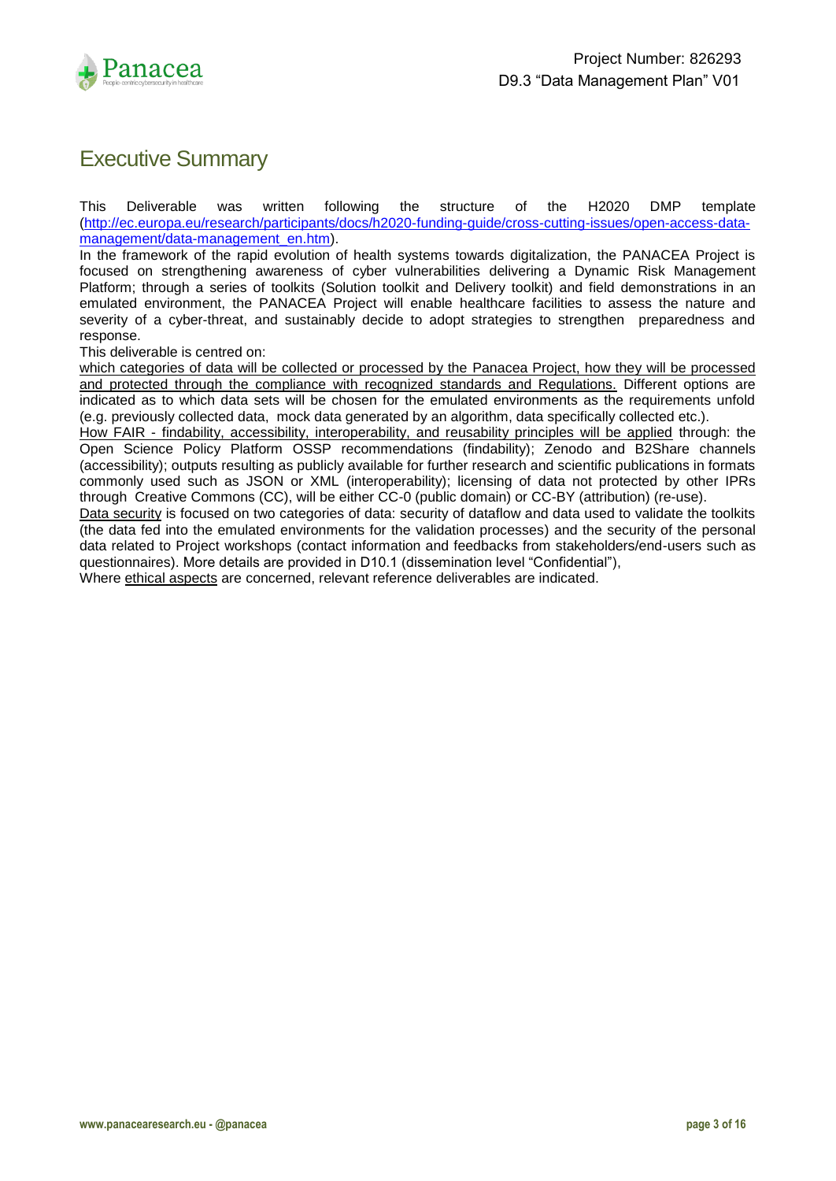# Executive Summary

This Deliverable was written following the structure of the H2020 DMP template ([http://ec.europa.eu/research/participants/docs/h2020-funding-guide/cross-cutting-issues/open-access-data-management/data-management_en.htm](http://ec.europa.eu/research/participants/docs/h2020-funding-guide/cross-cutting-issues/open-access-data-management/data-management_en.htm)).

In the framework of the rapid evolution of health systems towards digitalization, the PANACEA Project is focused on strengthening awareness of cyber vulnerabilities delivering a Dynamic Risk Management Platform; through a series of toolkits (Solution toolkit and Delivery toolkit) and field demonstrations in an emulated environment, the PANACEA Project will enable healthcare facilities to assess the nature and severity of a cyber-threat, and sustainably decide to adopt strategies to strengthen preparedness and response.

This deliverable is centred on:

which categories of data will be collected or processed by the Panacea Project, how they will be processed and protected through the compliance with recognized standards and Regulations. Different options are indicated as to which data sets will be chosen for the emulated environments as the requirements unfold (e.g. previously collected data, mock data generated by an algorithm, data specifically collected etc.).

How FAIR - findability, accessibility, interoperability, and reusability principles will be applied through: the Open Science Policy Platform OSSP recommendations (findability); Zenodo and B2Share channels (accessibility); outputs resulting as publicly available for further research and scientific publications in formats commonly used such as JSON or XML (interoperability); licensing of data not protected by other IPRs through Creative Commons (CC), will be either CC-0 (public domain) or CC-BY (attribution) (re-use).

Data security is focused on two categories of data: security of dataflow and data used to validate the toolkits (the data fed into the emulated environments for the validation processes) and the security of the personal data related to Project workshops (contact information and feedbacks from stakeholders/end-users such as questionnaires). More details are provided in D10.1 (dissemination level "Confidential"),

Where ethical aspects are concerned, relevant reference deliverables are indicated.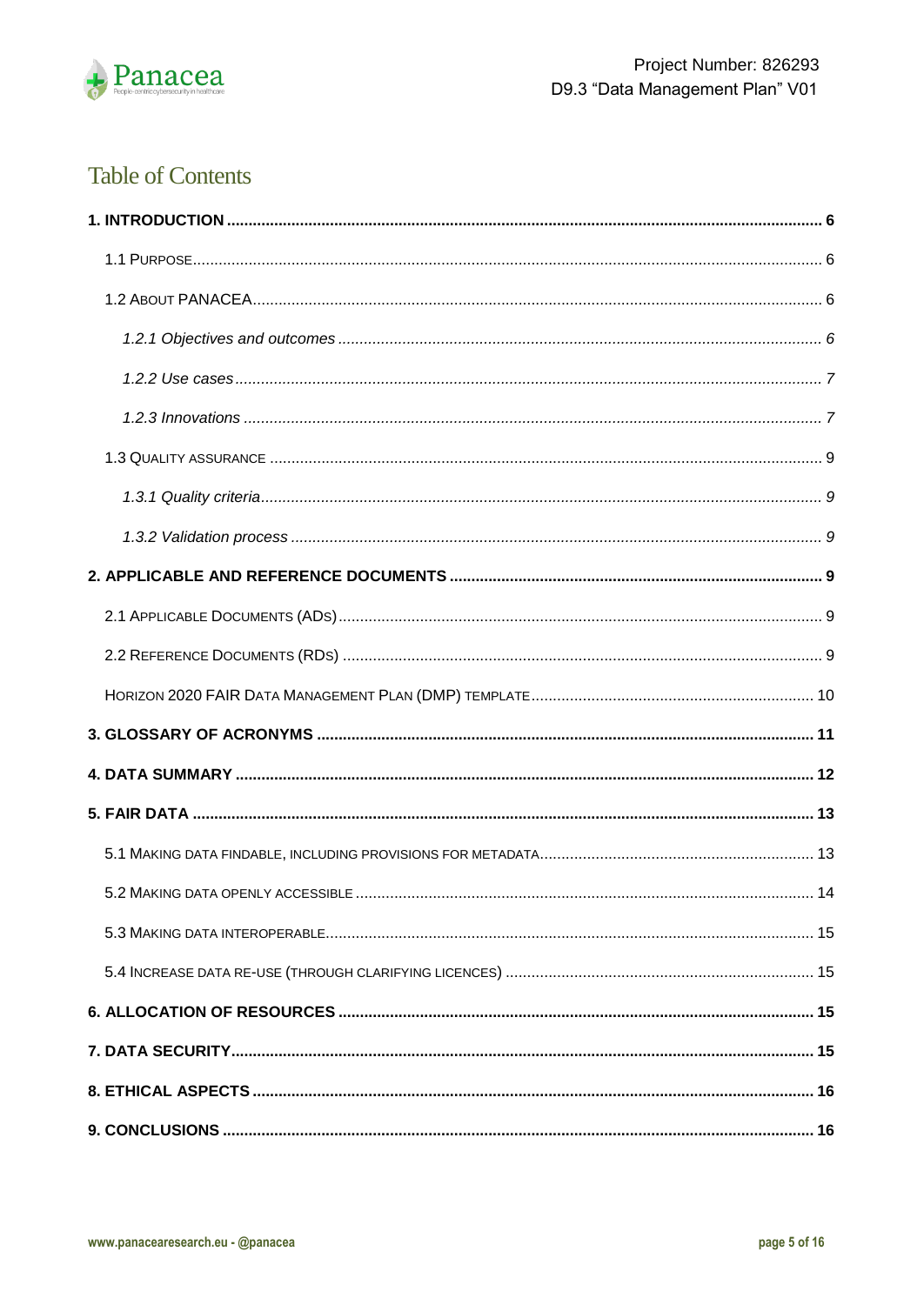# Table of Contents

**1. INTRODUCTION** ..... 6

1.1 PURPOSE ..... 6

1.2 ABOUT PANACEA ..... 6

*1.2.1 Objectives and outcomes* ..... 6

*1.2.2 Use cases* ..... 7

*1.2.3 Innovations* ..... 7

1.3 QUALITY ASSURANCE ..... 9

*1.3.1 Quality criteria* ..... 9

*1.3.2 Validation process* ..... 9

**2. APPLICABLE AND REFERENCE DOCUMENTS** ..... 9

2.1 APPLICABLE DOCUMENTS (ADS) ..... 9

2.2 REFERENCE DOCUMENTS (RDS) ..... 9

HORIZON 2020 FAIR DATA MANAGEMENT PLAN (DMP) TEMPLATE ..... 10

**3. GLOSSARY OF ACRONYMS** ..... 11

**4. DATA SUMMARY** ..... 12

**5. FAIR DATA** ..... 13

5.1 MAKING DATA FINDABLE, INCLUDING PROVISIONS FOR METADATA ..... 13

5.2 MAKING DATA OPENLY ACCESSIBLE ..... 14

5.3 MAKING DATA INTEROPERABLE ..... 15

5.4 INCREASE DATA RE-USE (THROUGH CLARIFYING LICENCES) ..... 15

**6. ALLOCATION OF RESOURCES** ..... 15

**7. DATA SECURITY** ..... 15

**8. ETHICAL ASPECTS** ..... 16

**9. CONCLUSIONS** ..... 16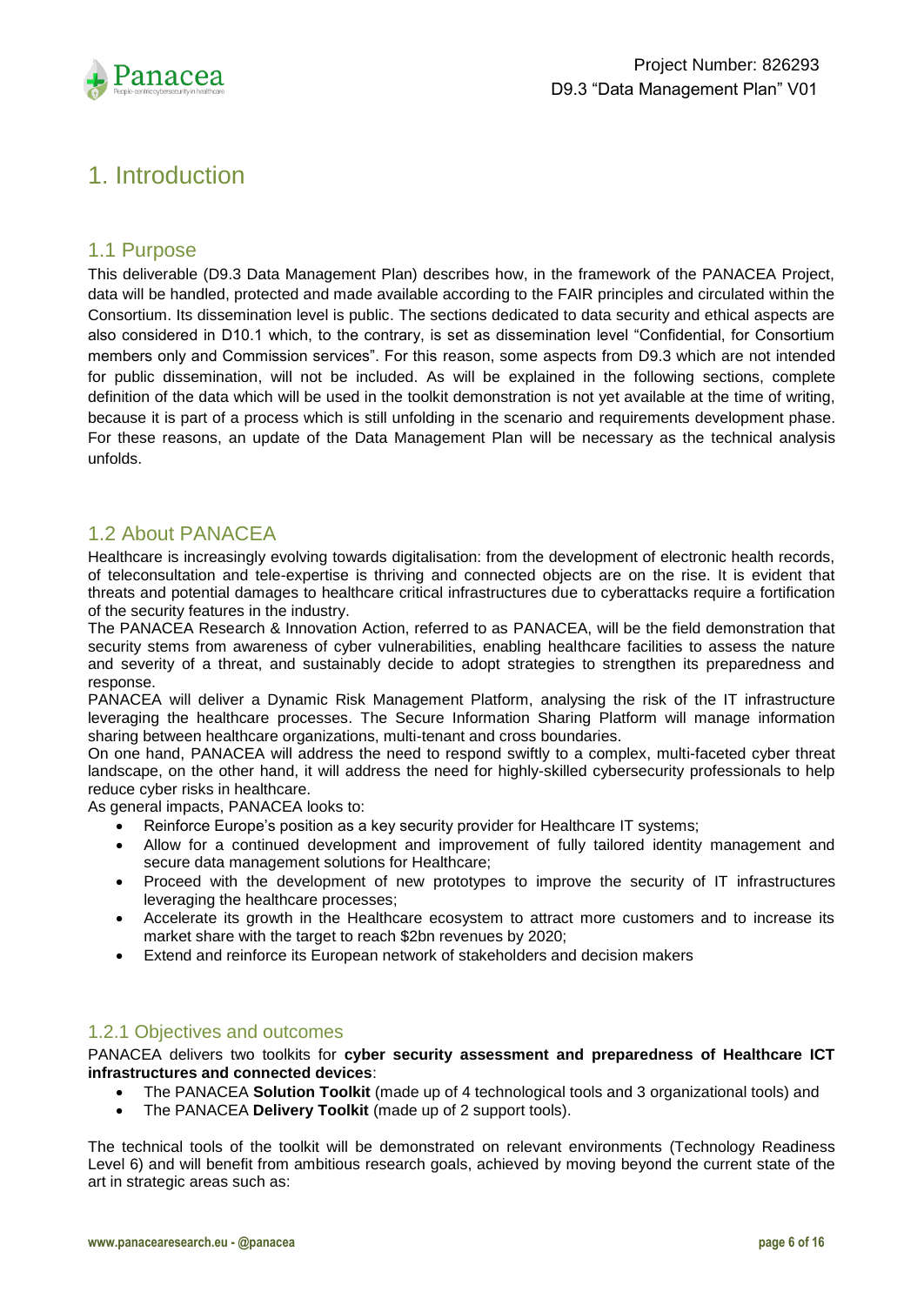# 1. Introduction

## 1.1 Purpose

This deliverable (D9.3 Data Management Plan) describes how, in the framework of the PANACEA Project, data will be handled, protected and made available according to the FAIR principles and circulated within the Consortium. Its dissemination level is public. The sections dedicated to data security and ethical aspects are also considered in D10.1 which, to the contrary, is set as dissemination level "Confidential, for Consortium members only and Commission services". For this reason, some aspects from D9.3 which are not intended for public dissemination, will not be included. As will be explained in the following sections, complete definition of the data which will be used in the toolkit demonstration is not yet available at the time of writing, because it is part of a process which is still unfolding in the scenario and requirements development phase. For these reasons, an update of the Data Management Plan will be necessary as the technical analysis unfolds.

## 1.2 About PANACEA

Healthcare is increasingly evolving towards digitalisation: from the development of electronic health records, of teleconsultation and tele-expertise is thriving and connected objects are on the rise. It is evident that threats and potential damages to healthcare critical infrastructures due to cyberattacks require a fortification of the security features in the industry.

The PANACEA Research & Innovation Action, referred to as PANACEA, will be the field demonstration that security stems from awareness of cyber vulnerabilities, enabling healthcare facilities to assess the nature and severity of a threat, and sustainably decide to adopt strategies to strengthen its preparedness and response.

PANACEA will deliver a Dynamic Risk Management Platform, analysing the risk of the IT infrastructure leveraging the healthcare processes. The Secure Information Sharing Platform will manage information sharing between healthcare organizations, multi-tenant and cross boundaries.

On one hand, PANACEA will address the need to respond swiftly to a complex, multi-faceted cyber threat landscape, on the other hand, it will address the need for highly-skilled cybersecurity professionals to help reduce cyber risks in healthcare.

As general impacts, PANACEA looks to:

- Reinforce Europe's position as a key security provider for Healthcare IT systems;
- Allow for a continued development and improvement of fully tailored identity management and secure data management solutions for Healthcare;
- Proceed with the development of new prototypes to improve the security of IT infrastructures leveraging the healthcare processes;
- Accelerate its growth in the Healthcare ecosystem to attract more customers and to increase its market share with the target to reach $2bn revenues by 2020;
- Extend and reinforce its European network of stakeholders and decision makers

### 1.2.1 Objectives and outcomes

PANACEA delivers two toolkits for **cyber security assessment and preparedness of Healthcare ICT infrastructures and connected devices**:

- The PANACEA **Solution Toolkit** (made up of 4 technological tools and 3 organizational tools) and
- The PANACEA **Delivery Toolkit** (made up of 2 support tools).

The technical tools of the toolkit will be demonstrated on relevant environments (Technology Readiness Level 6) and will benefit from ambitious research goals, achieved by moving beyond the current state of the art in strategic areas such as: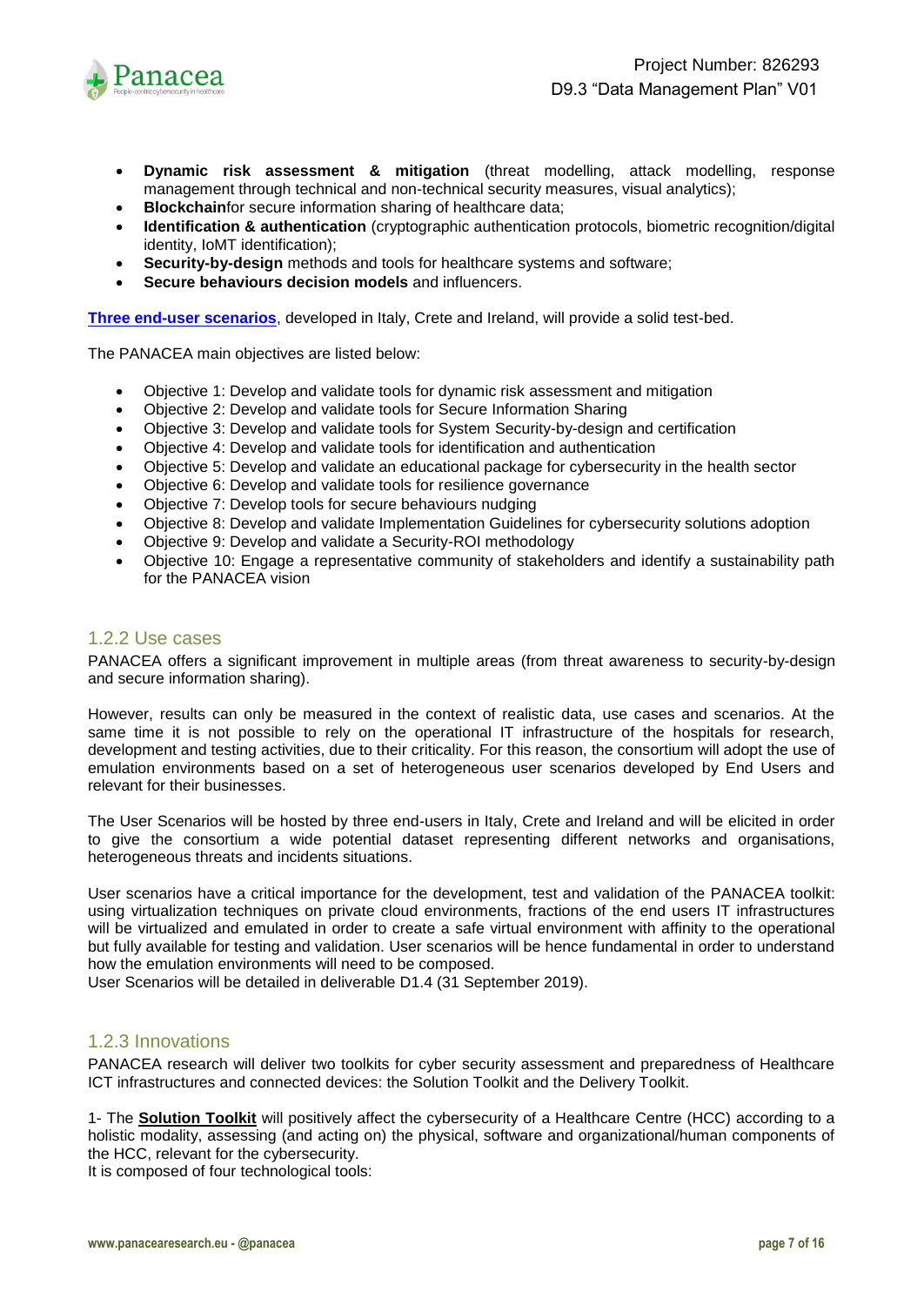- **Dynamic risk assessment & mitigation** (threat modelling, attack modelling, response management through technical and non-technical security measures, visual analytics);
- **Blockchain**for secure information sharing of healthcare data;
- **Identification & authentication** (cryptographic authentication protocols, biometric recognition/digital identity, IoMT identification);
- **Security-by-design** methods and tools for healthcare systems and software;
- **Secure behaviours decision models** and influencers.

**Three end-user scenarios**, developed in Italy, Crete and Ireland, will provide a solid test-bed.

The PANACEA main objectives are listed below:

- Objective 1: Develop and validate tools for dynamic risk assessment and mitigation
- Objective 2: Develop and validate tools for Secure Information Sharing
- Objective 3: Develop and validate tools for System Security-by-design and certification
- Objective 4: Develop and validate tools for identification and authentication
- Objective 5: Develop and validate an educational package for cybersecurity in the health sector
- Objective 6: Develop and validate tools for resilience governance
- Objective 7: Develop tools for secure behaviours nudging
- Objective 8: Develop and validate Implementation Guidelines for cybersecurity solutions adoption
- Objective 9: Develop and validate a Security-ROI methodology
- Objective 10: Engage a representative community of stakeholders and identify a sustainability path for the PANACEA vision

### 1.2.2 Use cases

PANACEA offers a significant improvement in multiple areas (from threat awareness to security-by-design and secure information sharing).

However, results can only be measured in the context of realistic data, use cases and scenarios. At the same time it is not possible to rely on the operational IT infrastructure of the hospitals for research, development and testing activities, due to their criticality. For this reason, the consortium will adopt the use of emulation environments based on a set of heterogeneous user scenarios developed by End Users and relevant for their businesses.

The User Scenarios will be hosted by three end-users in Italy, Crete and Ireland and will be elicited in order to give the consortium a wide potential dataset representing different networks and organisations, heterogeneous threats and incidents situations.

User scenarios have a critical importance for the development, test and validation of the PANACEA toolkit: using virtualization techniques on private cloud environments, fractions of the end users IT infrastructures will be virtualized and emulated in order to create a safe virtual environment with affinity to the operational but fully available for testing and validation. User scenarios will be hence fundamental in order to understand how the emulation environments will need to be composed.
User Scenarios will be detailed in deliverable D1.4 (31 September 2019).

### 1.2.3 Innovations

PANACEA research will deliver two toolkits for cyber security assessment and preparedness of Healthcare ICT infrastructures and connected devices: the Solution Toolkit and the Delivery Toolkit.

1- The **Solution Toolkit** will positively affect the cybersecurity of a Healthcare Centre (HCC) according to a holistic modality, assessing (and acting on) the physical, software and organizational/human components of the HCC, relevant for the cybersecurity.
It is composed of four technological tools: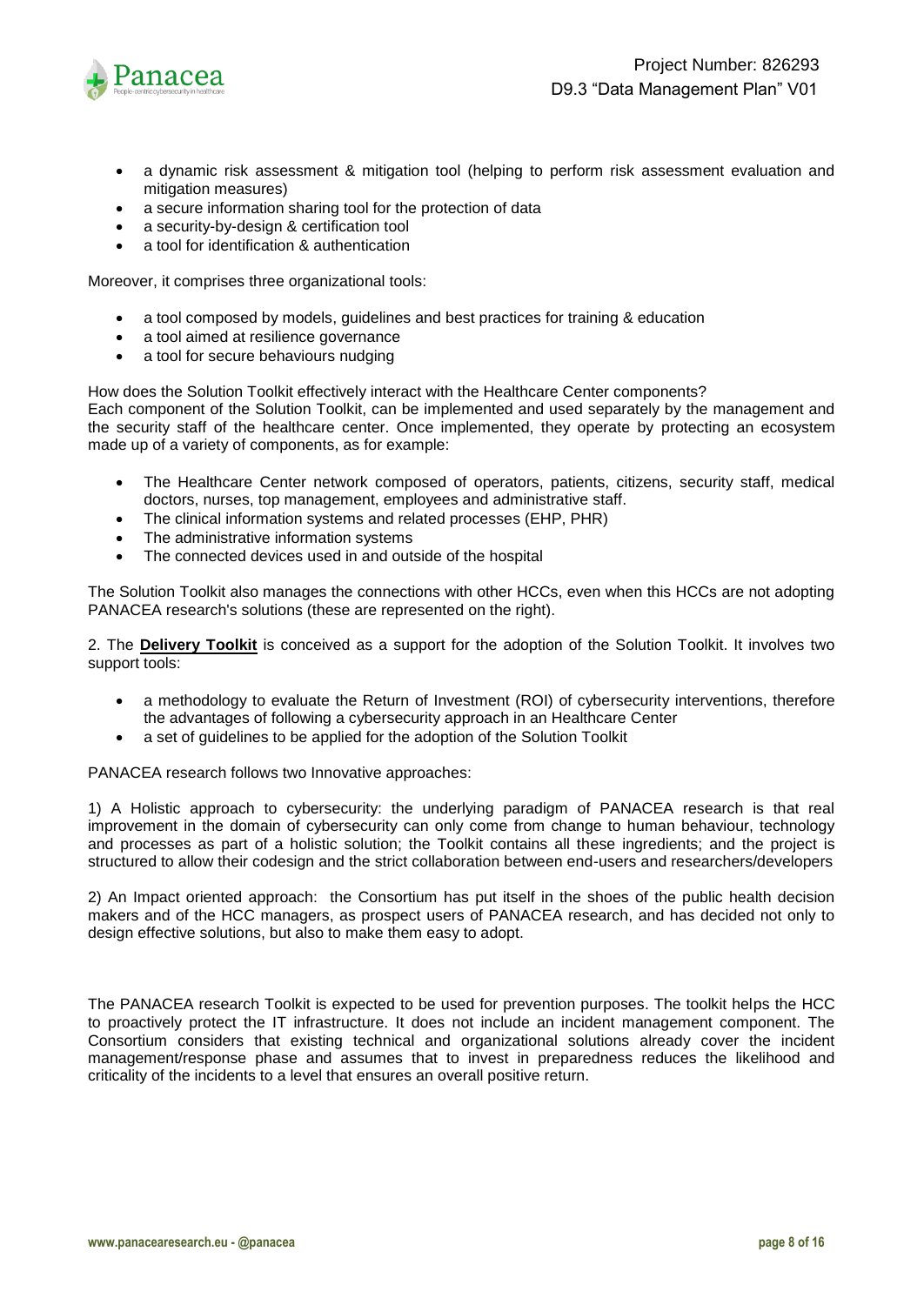- a dynamic risk assessment & mitigation tool (helping to perform risk assessment evaluation and mitigation measures)
- a secure information sharing tool for the protection of data
- a security-by-design & certification tool
- a tool for identification & authentication

Moreover, it comprises three organizational tools:

- a tool composed by models, guidelines and best practices for training & education
- a tool aimed at resilience governance
- a tool for secure behaviours nudging

How does the Solution Toolkit effectively interact with the Healthcare Center components?
Each component of the Solution Toolkit, can be implemented and used separately by the management and the security staff of the healthcare center. Once implemented, they operate by protecting an ecosystem made up of a variety of components, as for example:

- The Healthcare Center network composed of operators, patients, citizens, security staff, medical doctors, nurses, top management, employees and administrative staff.
- The clinical information systems and related processes (EHP, PHR)
- The administrative information systems
- The connected devices used in and outside of the hospital

The Solution Toolkit also manages the connections with other HCCs, even when this HCCs are not adopting PANACEA research's solutions (these are represented on the right).

2. The **Delivery Toolkit** is conceived as a support for the adoption of the Solution Toolkit. It involves two support tools:

- a methodology to evaluate the Return of Investment (ROI) of cybersecurity interventions, therefore the advantages of following a cybersecurity approach in an Healthcare Center
- a set of guidelines to be applied for the adoption of the Solution Toolkit

PANACEA research follows two Innovative approaches:

1) A Holistic approach to cybersecurity: the underlying paradigm of PANACEA research is that real improvement in the domain of cybersecurity can only come from change to human behaviour, technology and processes as part of a holistic solution; the Toolkit contains all these ingredients; and the project is structured to allow their codesign and the strict collaboration between end-users and researchers/developers

2) An Impact oriented approach: the Consortium has put itself in the shoes of the public health decision makers and of the HCC managers, as prospect users of PANACEA research, and has decided not only to design effective solutions, but also to make them easy to adopt.

The PANACEA research Toolkit is expected to be used for prevention purposes. The toolkit helps the HCC to proactively protect the IT infrastructure. It does not include an incident management component. The Consortium considers that existing technical and organizational solutions already cover the incident management/response phase and assumes that to invest in preparedness reduces the likelihood and criticality of the incidents to a level that ensures an overall positive return.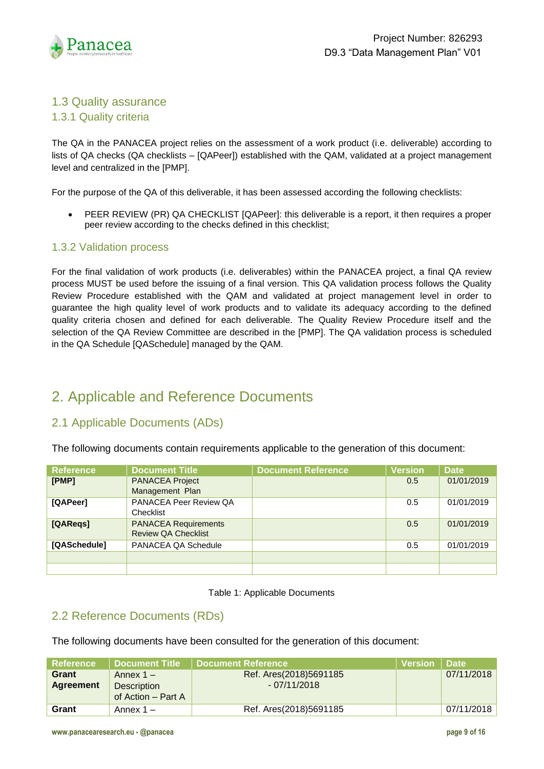## 1.3 Quality assurance

### 1.3.1 Quality criteria

The QA in the PANACEA project relies on the assessment of a work product (i.e. deliverable) according to lists of QA checks (QA checklists – [QAPeer]) established with the QAM, validated at a project management level and centralized in the [PMP].

For the purpose of the QA of this deliverable, it has been assessed according the following checklists:

- PEER REVIEW (PR) QA CHECKLIST [QAPeer]: this deliverable is a report, it then requires a proper peer review according to the checks defined in this checklist;

### 1.3.2 Validation process

For the final validation of work products (i.e. deliverables) within the PANACEA project, a final QA review process MUST be used before the issuing of a final version. This QA validation process follows the Quality Review Procedure established with the QAM and validated at project management level in order to guarantee the high quality level of work products and to validate its adequacy according to the defined quality criteria chosen and defined for each deliverable. The Quality Review Procedure itself and the selection of the QA Review Committee are described in the [PMP]. The QA validation process is scheduled in the QA Schedule [QASchedule] managed by the QAM.

# 2. Applicable and Reference Documents

## 2.1 Applicable Documents (ADs)

The following documents contain requirements applicable to the generation of this document:

| Reference | Document Title | Document Reference | Version | Date |
|---|---|---|---|---|
| **[PMP]** | PANACEA Project Management Plan | | 0.5 | 01/01/2019 |
| **[QAPeer]** | PANACEA Peer Review QA Checklist | | 0.5 | 01/01/2019 |
| **[QAReqs]** | PANACEA Requirements Review QA Checklist | | 0.5 | 01/01/2019 |
| **[QASchedule]** | PANACEA QA Schedule | | 0.5 | 01/01/2019 |
| | | | | |
| | | | | |

Table 1: Applicable Documents

## 2.2 Reference Documents (RDs)

The following documents have been consulted for the generation of this document:

| Reference | Document Title | Document Reference | Version | Date |
|---|---|---|---|---|
| **Grant Agreement** | Annex 1 – Description of Action – Part A | Ref. Ares(2018)5691185 - 07/11/2018 | | 07/11/2018 |
| **Grant** | Annex 1 – | Ref. Ares(2018)5691185 | | 07/11/2018 |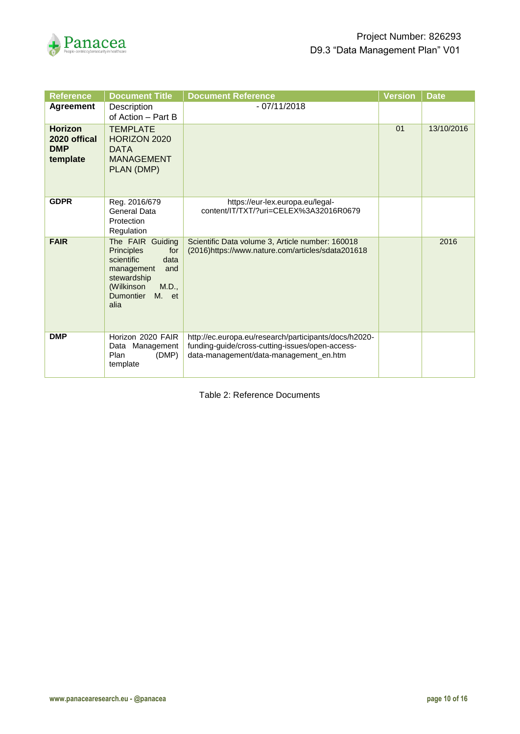| Reference | Document Title | Document Reference | Version | Date |
|---|---|---|---|---|
| **Agreement** | Description of Action – Part B | - 07/11/2018 | | |
| **Horizon 2020 offical DMP template** | TEMPLATE HORIZON 2020 DATA MANAGEMENT PLAN (DMP) | | 01 | 13/10/2016 |
| **GDPR** | Reg. 2016/679 General Data Protection Regulation | https://eur-lex.europa.eu/legal-content/IT/TXT/?uri=CELEX%3A32016R0679 | | |
| **FAIR** | The FAIR Guiding Principles for scientific data management and stewardship (Wilkinson M.D., Dumontier M. et alia | Scientific Data volume 3, Article number: 160018 (2016)https://www.nature.com/articles/sdata201618 | | 2016 |
| **DMP** | Horizon 2020 FAIR Data Management Plan (DMP) template | http://ec.europa.eu/research/participants/docs/h2020-funding-guide/cross-cutting-issues/open-access-data-management/data-management_en.htm | | |

Table 2: Reference Documents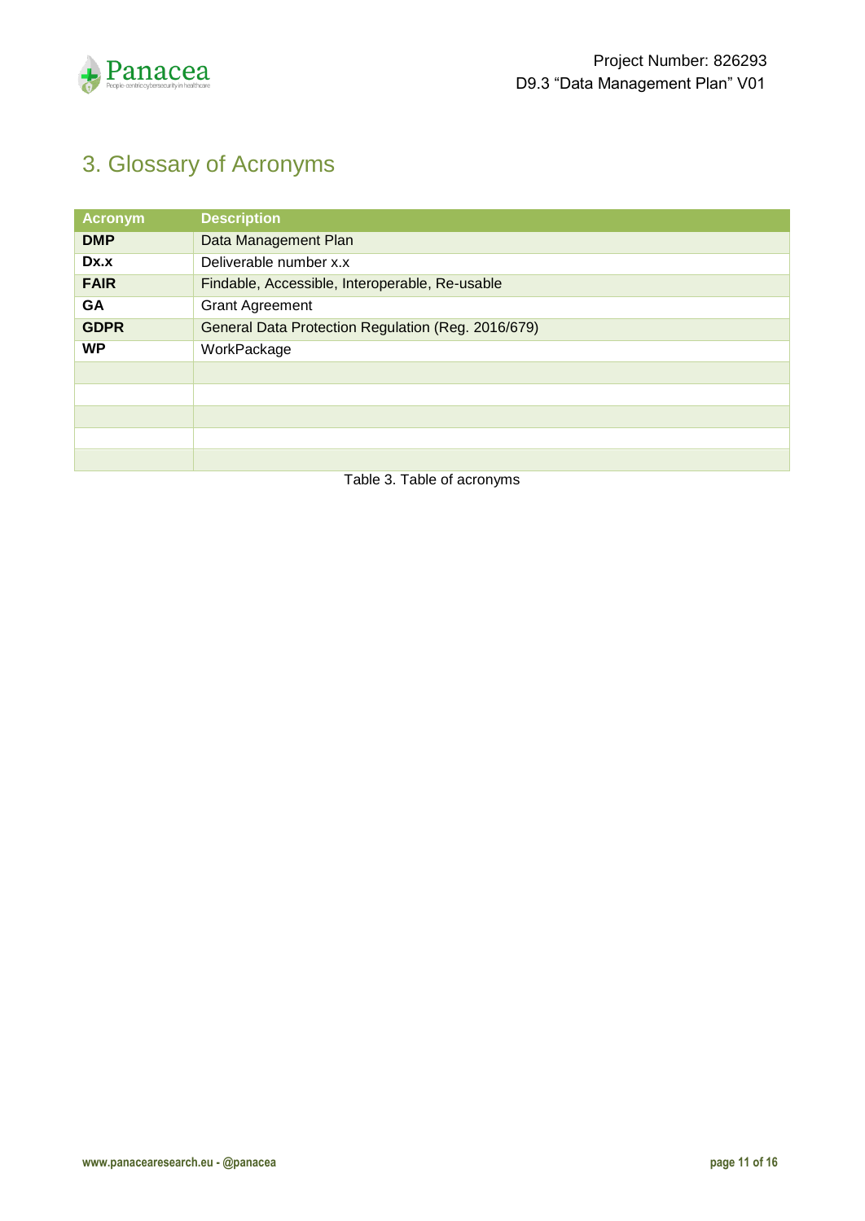# 3. Glossary of Acronyms

| Acronym | Description |
|---|---|
| **DMP** | Data Management Plan |
| **Dx.x** | Deliverable number x.x |
| **FAIR** | Findable, Accessible, Interoperable, Re-usable |
| **GA** | Grant Agreement |
| **GDPR** | General Data Protection Regulation (Reg. 2016/679) |
| **WP** | WorkPackage |
| | |
| | |
| | |
| | |
| | |

Table 3. Table of acronyms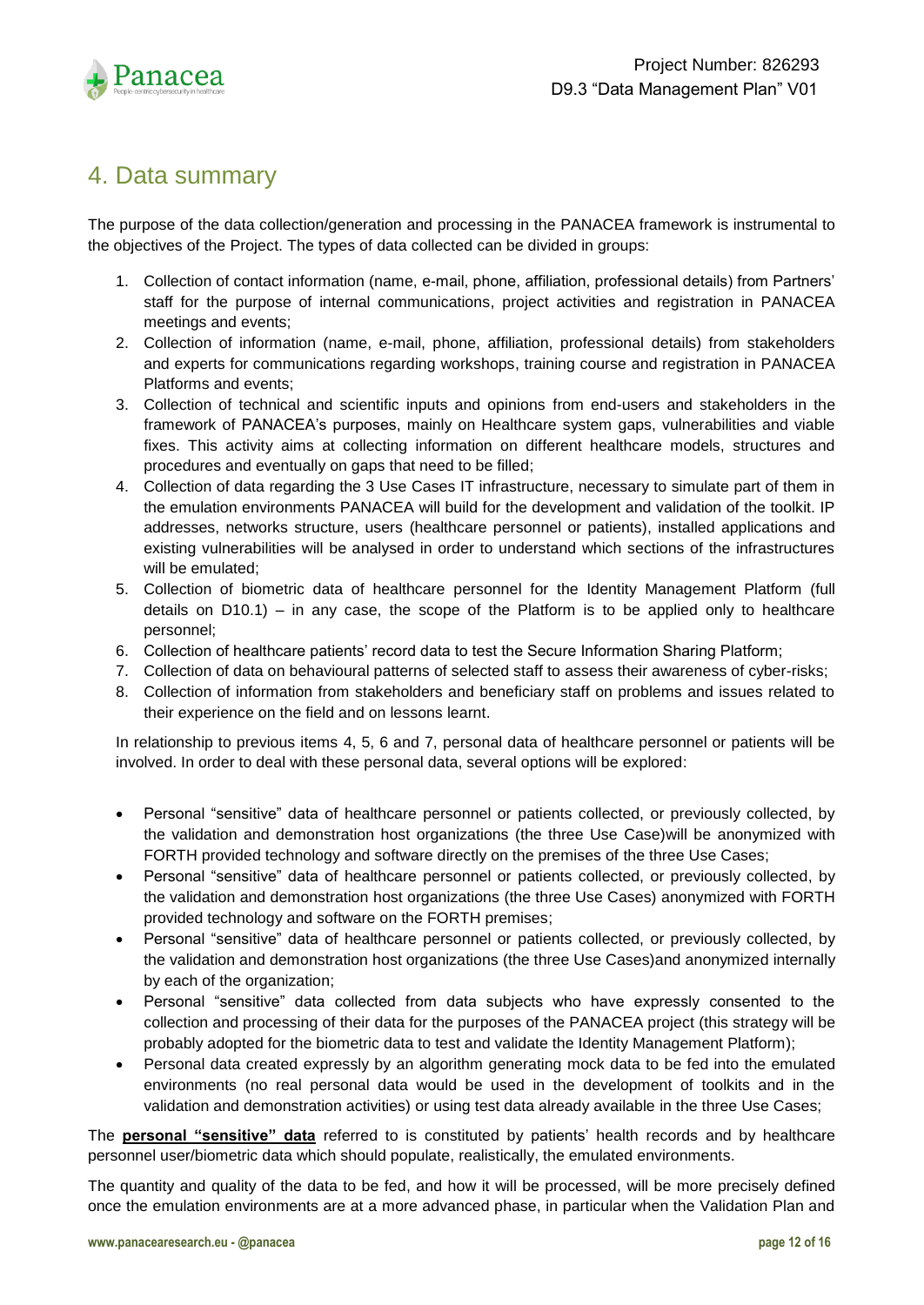# 4. Data summary

The purpose of the data collection/generation and processing in the PANACEA framework is instrumental to the objectives of the Project. The types of data collected can be divided in groups:

1. Collection of contact information (name, e-mail, phone, affiliation, professional details) from Partners' staff for the purpose of internal communications, project activities and registration in PANACEA meetings and events;
2. Collection of information (name, e-mail, phone, affiliation, professional details) from stakeholders and experts for communications regarding workshops, training course and registration in PANACEA Platforms and events;
3. Collection of technical and scientific inputs and opinions from end-users and stakeholders in the framework of PANACEA's purposes, mainly on Healthcare system gaps, vulnerabilities and viable fixes. This activity aims at collecting information on different healthcare models, structures and procedures and eventually on gaps that need to be filled;
4. Collection of data regarding the 3 Use Cases IT infrastructure, necessary to simulate part of them in the emulation environments PANACEA will build for the development and validation of the toolkit. IP addresses, networks structure, users (healthcare personnel or patients), installed applications and existing vulnerabilities will be analysed in order to understand which sections of the infrastructures will be emulated;
5. Collection of biometric data of healthcare personnel for the Identity Management Platform (full details on D10.1) – in any case, the scope of the Platform is to be applied only to healthcare personnel;
6. Collection of healthcare patients' record data to test the Secure Information Sharing Platform;
7. Collection of data on behavioural patterns of selected staff to assess their awareness of cyber-risks;
8. Collection of information from stakeholders and beneficiary staff on problems and issues related to their experience on the field and on lessons learnt.

In relationship to previous items 4, 5, 6 and 7, personal data of healthcare personnel or patients will be involved. In order to deal with these personal data, several options will be explored:

- Personal "sensitive" data of healthcare personnel or patients collected, or previously collected, by the validation and demonstration host organizations (the three Use Case)will be anonymized with FORTH provided technology and software directly on the premises of the three Use Cases;
- Personal "sensitive" data of healthcare personnel or patients collected, or previously collected, by the validation and demonstration host organizations (the three Use Cases) anonymized with FORTH provided technology and software on the FORTH premises;
- Personal "sensitive" data of healthcare personnel or patients collected, or previously collected, by the validation and demonstration host organizations (the three Use Cases)and anonymized internally by each of the organization;
- Personal "sensitive" data collected from data subjects who have expressly consented to the collection and processing of their data for the purposes of the PANACEA project (this strategy will be probably adopted for the biometric data to test and validate the Identity Management Platform);
- Personal data created expressly by an algorithm generating mock data to be fed into the emulated environments (no real personal data would be used in the development of toolkits and in the validation and demonstration activities) or using test data already available in the three Use Cases;

The **personal "sensitive" data** referred to is constituted by patients' health records and by healthcare personnel user/biometric data which should populate, realistically, the emulated environments.

The quantity and quality of the data to be fed, and how it will be processed, will be more precisely defined once the emulation environments are at a more advanced phase, in particular when the Validation Plan and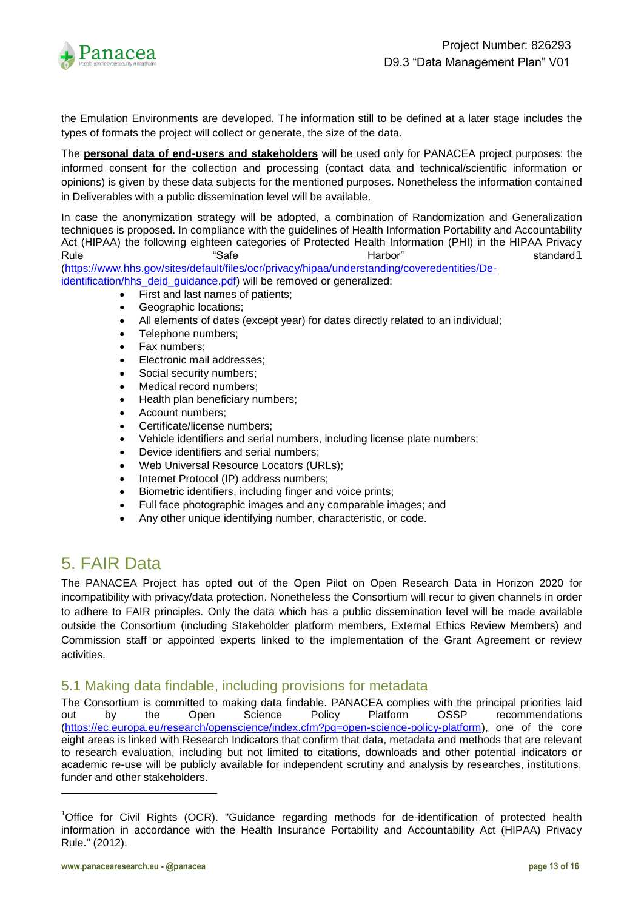the Emulation Environments are developed. The information still to be defined at a later stage includes the types of formats the project will collect or generate, the size of the data.

The **personal data of end-users and stakeholders** will be used only for PANACEA project purposes: the informed consent for the collection and processing (contact data and technical/scientific information or opinions) is given by these data subjects for the mentioned purposes. Nonetheless the information contained in Deliverables with a public dissemination level will be available.

In case the anonymization strategy will be adopted, a combination of Randomization and Generalization techniques is proposed. In compliance with the guidelines of Health Information Portability and Accountability Act (HIPAA) the following eighteen categories of Protected Health Information (PHI) in the HIPAA Privacy Rule "Safe Harbor" standard[1] (https://www.hhs.gov/sites/default/files/ocr/privacy/hipaa/understanding/coveredentities/De-identification/hhs_deid_guidance.pdf) will be removed or generalized:

- First and last names of patients;
- Geographic locations;
- All elements of dates (except year) for dates directly related to an individual;
- Telephone numbers;
- Fax numbers;
- Electronic mail addresses;
- Social security numbers;
- Medical record numbers;
- Health plan beneficiary numbers;
- Account numbers;
- Certificate/license numbers;
- Vehicle identifiers and serial numbers, including license plate numbers;
- Device identifiers and serial numbers;
- Web Universal Resource Locators (URLs);
- Internet Protocol (IP) address numbers;
- Biometric identifiers, including finger and voice prints;
- Full face photographic images and any comparable images; and
- Any other unique identifying number, characteristic, or code.

# 5. FAIR Data

The PANACEA Project has opted out of the Open Pilot on Open Research Data in Horizon 2020 for incompatibility with privacy/data protection. Nonetheless the Consortium will recur to given channels in order to adhere to FAIR principles. Only the data which has a public dissemination level will be made available outside the Consortium (including Stakeholder platform members, External Ethics Review Members) and Commission staff or appointed experts linked to the implementation of the Grant Agreement or review activities.

## 5.1 Making data findable, including provisions for metadata

The Consortium is committed to making data findable. PANACEA complies with the principal priorities laid out by the Open Science Policy Platform OSSP recommendations (https://ec.europa.eu/research/openscience/index.cfm?pg=open-science-policy-platform), one of the core eight areas is linked with Research Indicators that confirm that data, metadata and methods that are relevant to research evaluation, including but not limited to citations, downloads and other potential indicators or academic re-use will be publicly available for independent scrutiny and analysis by researches, institutions, funder and other stakeholders.

---

[1] Office for Civil Rights (OCR). "Guidance regarding methods for de-identification of protected health information in accordance with the Health Insurance Portability and Accountability Act (HIPAA) Privacy Rule." (2012).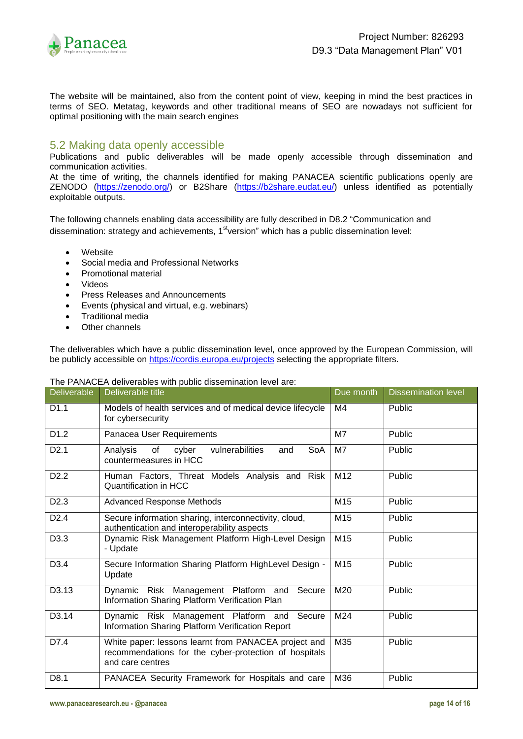The website will be maintained, also from the content point of view, keeping in mind the best practices in terms of SEO. Metatag, keywords and other traditional means of SEO are nowadays not sufficient for optimal positioning with the main search engines

## 5.2 Making data openly accessible

Publications and public deliverables will be made openly accessible through dissemination and communication activities.
At the time of writing, the channels identified for making PANACEA scientific publications openly are ZENODO (https://zenodo.org/) or B2Share (https://b2share.eudat.eu/) unless identified as potentially exploitable outputs.

The following channels enabling data accessibility are fully described in D8.2 "Communication and dissemination: strategy and achievements, 1st version" which has a public dissemination level:

- Website
- Social media and Professional Networks
- Promotional material
- Videos
- Press Releases and Announcements
- Events (physical and virtual, e.g. webinars)
- Traditional media
- Other channels

The deliverables which have a public dissemination level, once approved by the European Commission, will be publicly accessible on https://cordis.europa.eu/projects selecting the appropriate filters.

The PANACEA deliverables with public dissemination level are:

| Deliverable | Deliverable title | Due month | Dissemination level |
|---|---|---|---|
| D1.1 | Models of health services and of medical device lifecycle for cybersecurity | M4 | Public |
| D1.2 | Panacea User Requirements | M7 | Public |
| D2.1 | Analysis of cyber vulnerabilities and SoA countermeasures in HCC | M7 | Public |
| D2.2 | Human Factors, Threat Models Analysis and Risk Quantification in HCC | M12 | Public |
| D2.3 | Advanced Response Methods | M15 | Public |
| D2.4 | Secure information sharing, interconnectivity, cloud, authentication and interoperability aspects | M15 | Public |
| D3.3 | Dynamic Risk Management Platform High-Level Design - Update | M15 | Public |
| D3.4 | Secure Information Sharing Platform HighLevel Design - Update | M15 | Public |
| D3.13 | Dynamic Risk Management Platform and Secure Information Sharing Platform Verification Plan | M20 | Public |
| D3.14 | Dynamic Risk Management Platform and Secure Information Sharing Platform Verification Report | M24 | Public |
| D7.4 | White paper: lessons learnt from PANACEA project and recommendations for the cyber-protection of hospitals and care centres | M35 | Public |
| D8.1 | PANACEA Security Framework for Hospitals and care | M36 | Public |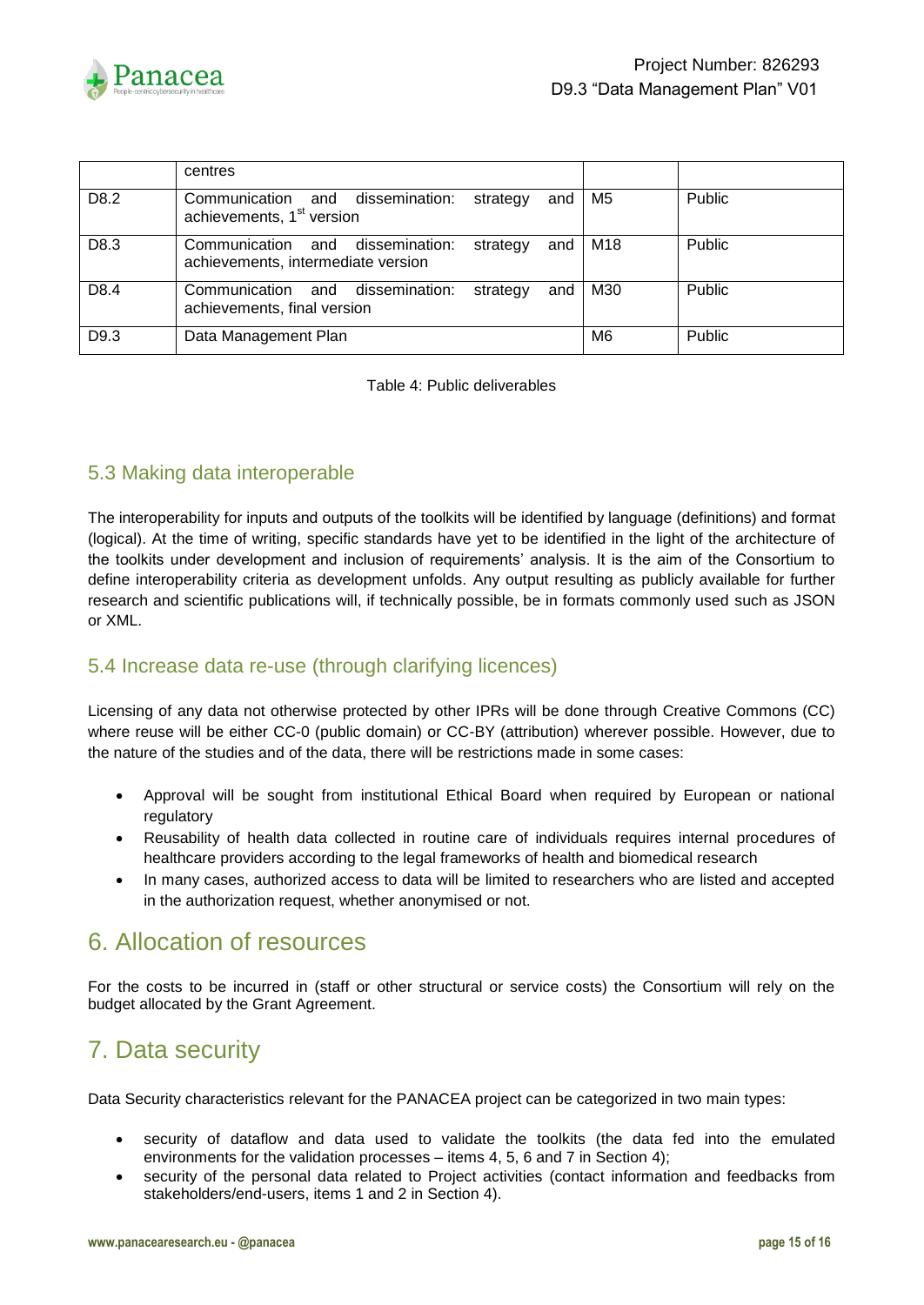|  | centres |  |  |
| --- | --- | --- | --- |
| D8.2 | Communication and dissemination: strategy and achievements, 1st version | M5 | Public |
| D8.3 | Communication and dissemination: strategy and achievements, intermediate version | M18 | Public |
| D8.4 | Communication and dissemination: strategy and achievements, final version | M30 | Public |
| D9.3 | Data Management Plan | M6 | Public |

Table 4: Public deliverables

## 5.3 Making data interoperable

The interoperability for inputs and outputs of the toolkits will be identified by language (definitions) and format (logical). At the time of writing, specific standards have yet to be identified in the light of the architecture of the toolkits under development and inclusion of requirements' analysis. It is the aim of the Consortium to define interoperability criteria as development unfolds. Any output resulting as publicly available for further research and scientific publications will, if technically possible, be in formats commonly used such as JSON or XML.

## 5.4 Increase data re-use (through clarifying licences)

Licensing of any data not otherwise protected by other IPRs will be done through Creative Commons (CC) where reuse will be either CC-0 (public domain) or CC-BY (attribution) wherever possible. However, due to the nature of the studies and of the data, there will be restrictions made in some cases:

- Approval will be sought from institutional Ethical Board when required by European or national regulatory
- Reusability of health data collected in routine care of individuals requires internal procedures of healthcare providers according to the legal frameworks of health and biomedical research
- In many cases, authorized access to data will be limited to researchers who are listed and accepted in the authorization request, whether anonymised or not.

# 6. Allocation of resources

For the costs to be incurred in (staff or other structural or service costs) the Consortium will rely on the budget allocated by the Grant Agreement.

# 7. Data security

Data Security characteristics relevant for the PANACEA project can be categorized in two main types:

- security of dataflow and data used to validate the toolkits (the data fed into the emulated environments for the validation processes – items 4, 5, 6 and 7 in Section 4);
- security of the personal data related to Project activities (contact information and feedbacks from stakeholders/end-users, items 1 and 2 in Section 4).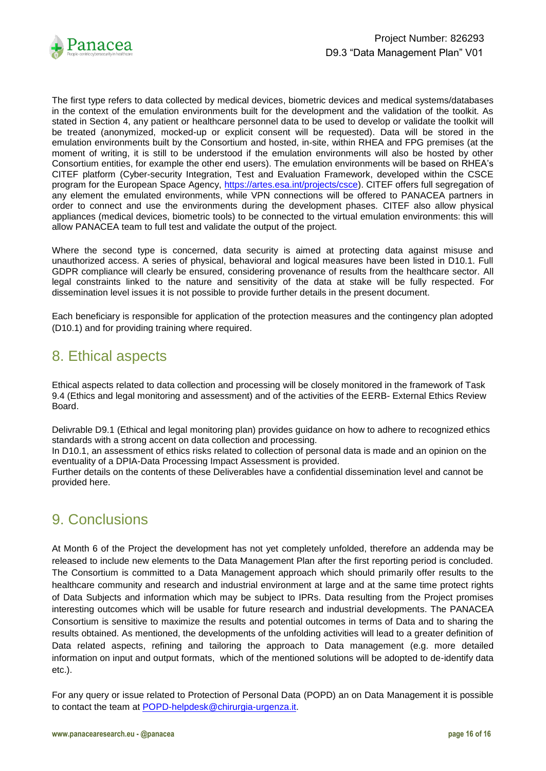The first type refers to data collected by medical devices, biometric devices and medical systems/databases in the context of the emulation environments built for the development and the validation of the toolkit. As stated in Section 4, any patient or healthcare personnel data to be used to develop or validate the toolkit will be treated (anonymized, mocked-up or explicit consent will be requested). Data will be stored in the emulation environments built by the Consortium and hosted, in-site, within RHEA and FPG premises (at the moment of writing, it is still to be understood if the emulation environments will also be hosted by other Consortium entities, for example the other end users). The emulation environments will be based on RHEA's CITEF platform (Cyber-security Integration, Test and Evaluation Framework, developed within the CSCE program for the European Space Agency, https://artes.esa.int/projects/csce). CITEF offers full segregation of any element the emulated environments, while VPN connections will be offered to PANACEA partners in order to connect and use the environments during the development phases. CITEF also allow physical appliances (medical devices, biometric tools) to be connected to the virtual emulation environments: this will allow PANACEA team to full test and validate the output of the project.

Where the second type is concerned, data security is aimed at protecting data against misuse and unauthorized access. A series of physical, behavioral and logical measures have been listed in D10.1. Full GDPR compliance will clearly be ensured, considering provenance of results from the healthcare sector. All legal constraints linked to the nature and sensitivity of the data at stake will be fully respected. For dissemination level issues it is not possible to provide further details in the present document.

Each beneficiary is responsible for application of the protection measures and the contingency plan adopted (D10.1) and for providing training where required.

# 8. Ethical aspects

Ethical aspects related to data collection and processing will be closely monitored in the framework of Task 9.4 (Ethics and legal monitoring and assessment) and of the activities of the EERB- External Ethics Review Board.

Delivrable D9.1 (Ethical and legal monitoring plan) provides guidance on how to adhere to recognized ethics standards with a strong accent on data collection and processing.
In D10.1, an assessment of ethics risks related to collection of personal data is made and an opinion on the eventuality of a DPIA-Data Processing Impact Assessment is provided.
Further details on the contents of these Deliverables have a confidential dissemination level and cannot be provided here.

# 9. Conclusions

At Month 6 of the Project the development has not yet completely unfolded, therefore an addenda may be released to include new elements to the Data Management Plan after the first reporting period is concluded. The Consortium is committed to a Data Management approach which should primarily offer results to the healthcare community and research and industrial environment at large and at the same time protect rights of Data Subjects and information which may be subject to IPRs. Data resulting from the Project promises interesting outcomes which will be usable for future research and industrial developments. The PANACEA Consortium is sensitive to maximize the results and potential outcomes in terms of Data and to sharing the results obtained. As mentioned, the developments of the unfolding activities will lead to a greater definition of Data related aspects, refining and tailoring the approach to Data management (e.g. more detailed information on input and output formats, which of the mentioned solutions will be adopted to de-identify data etc.).

For any query or issue related to Protection of Personal Data (POPD) an on Data Management it is possible to contact the team at POPD-helpdesk@chirurgia-urgenza.it.